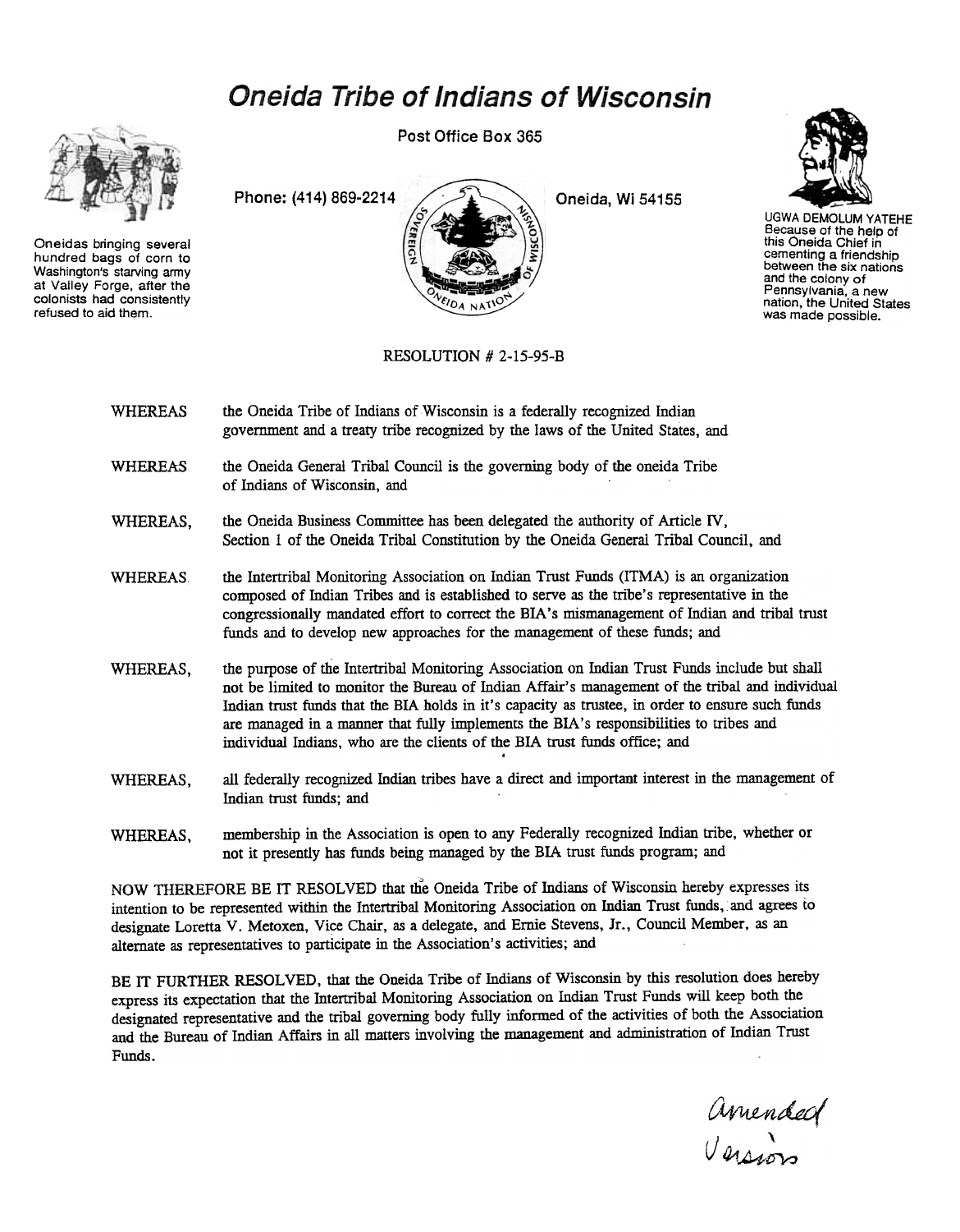# Oneida Tribe of Indians of Wisconsin

Post Office Box 365

Phone: (414) 869-2214

Oneida, Wi 54155

Oneidas bringing several hundred bags of corn to Washington's starving army at Valley Forge, after the colonists had consistently refused to aid them.

UGWA DEMOLUM YATEHE Because of the help of this Oneida Chief in cementing a friendship between the six nations and the colony of Pennsylvania, a new nation, the United States was made possible.

RESOLUTION # 2-15-95-B

WHEREAS the Oneida Tribe of Indians of Wisconsin is a federally recognized Indian government and a treaty tribe recognized by the laws of the United States, and

WHEREAS the Oneida General Tribal Council is the governing body of the oneida Tribe of Indians of Wisconsin, and

WHEREAS, the Oneida Business Committee has been delegated the authority of Article IV, Section 1 of the Oneida Tribal Constitution by the Oneida General Tribal Council, and

WHEREAS the Intertribal Monitoring Association on Indian Trust Funds (ITMA) is an organization composed of Indian Tribes and is established to serve as the tribe's representative in the congressionally mandated effort to correct the BIA's mismanagement of Indian and tribal trust funds and to develop new approaches for the management of these funds; and

WHEREAS, the purpose of the Intertribal Monitoring Association on Indian Trust Funds include but shall not be limited to monitor the Bureau of Indian Affair's management of the tribal and individual Indian trust funds that the BIA holds in it's capacity as trustee, in order to ensure such funds are managed in a manner that fully implements the BIA's responsibilities to tribes and individual Indians, who are the clients of the BIA trust funds office; and

WHEREAS, all federally recognized Indian tribes have a direct and important interest in the management of Indian trust funds; and

WHEREAS, membership in the Association is open to any Federally recognized Indian tribe, whether or not it presently has funds being managed by the BIA trust funds program; and

NOW THEREFORE BE IT RESOLVED that the Oneida Tribe of Indians of Wisconsin hereby expresses its intention to be represented within the Intertribal Monitoring Association on Indian Trust funds, and agrees to designate Loretta V. Metoxen, Vice Chair, as a delegate, and Ernie Stevens, Jr., Council Member, as an alternate as representatives to participate in the Association's activities; and

BE IT FURTHER RESOLVED, that the Oneida Tribe of Indians of Wisconsin by this resolution does hereby express its expectation that the Intertribal Monitoring Association on Indian Trust Funds will keep both the designated representative and the tribal governing body fully informed of the activities of both the Association and the Bureau of Indian Affairs in all matters involving the management and administration of Indian Trust Funds.

*Amended Version*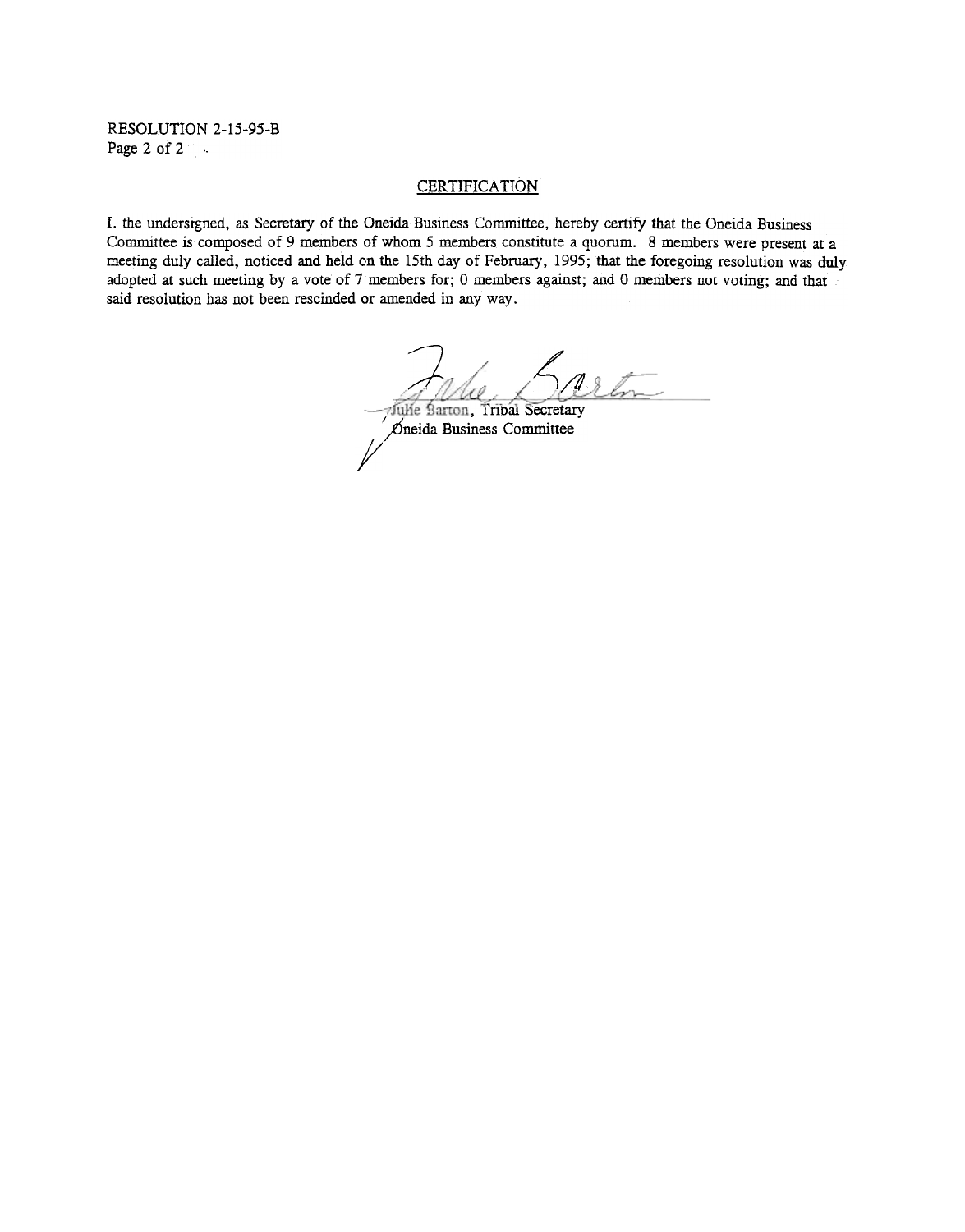RESOLUTION 2-15-95-B

## CERTIFICATION

I. the undersigned, as Secretary of the Oneida Business Committee, hereby certify that the Oneida Business Committee is composed of 9 members of whom 5 members constitute a quorum. 8 members were present at a meeting duly called, noticed and held on the 15th day of February, 1995; that the foregoing resolution was duly adopted at such meeting by a vote of 7 members for; 0 members against; and 0 members not voting; and that said resolution has not been rescinded or amended in any way.

Julie Barton, Tribal Secretary
Oneida Business Committee